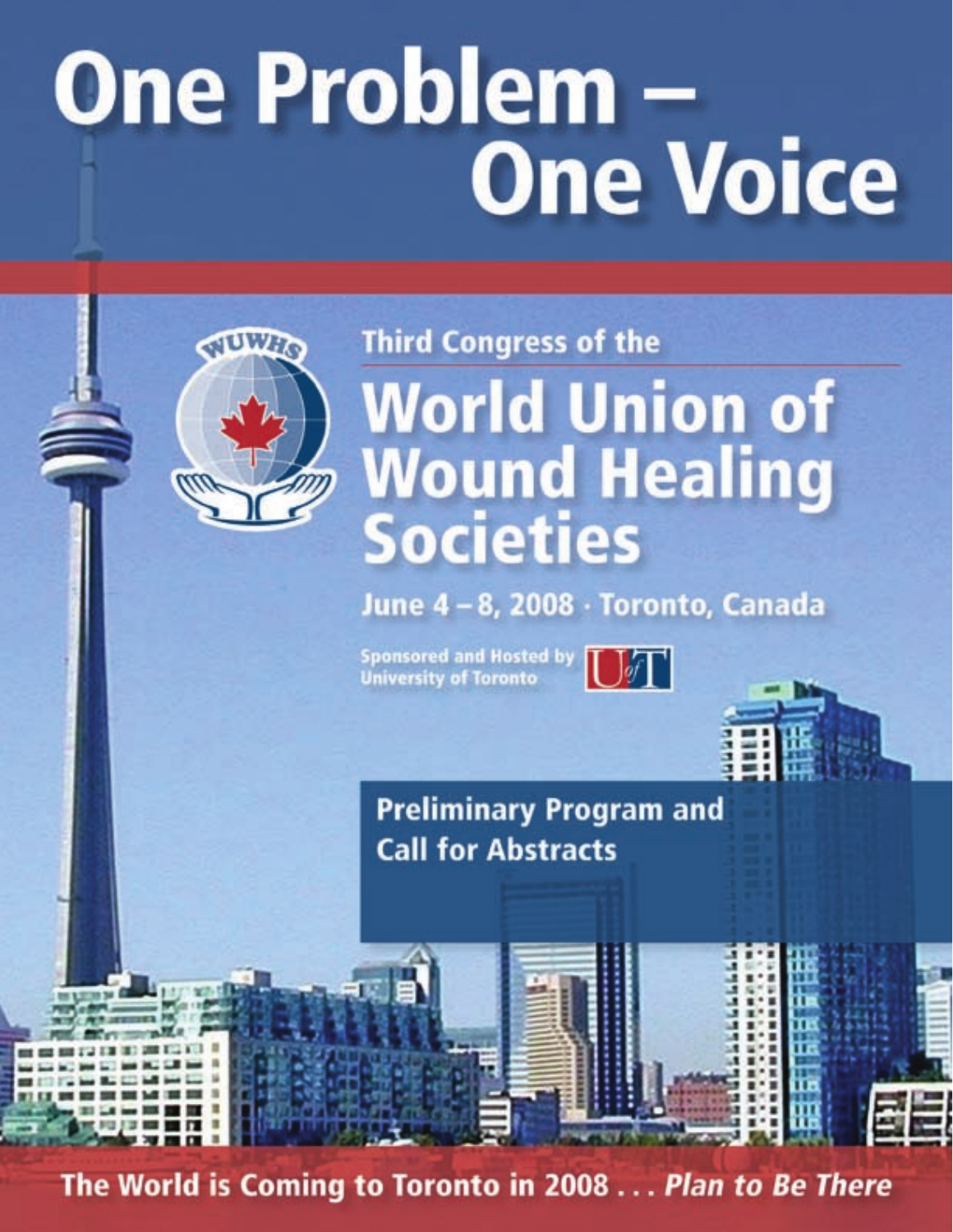# One Problem – One Voice

Third Congress of the

## World Union of Wound Healing Societies

**June 4 – 8, 2008 · Toronto, Canada**

Sponsored and Hosted by University of Toronto

**Preliminary Program and Call for Abstracts**

The World is Coming to Toronto in 2008 . . . *Plan to Be There*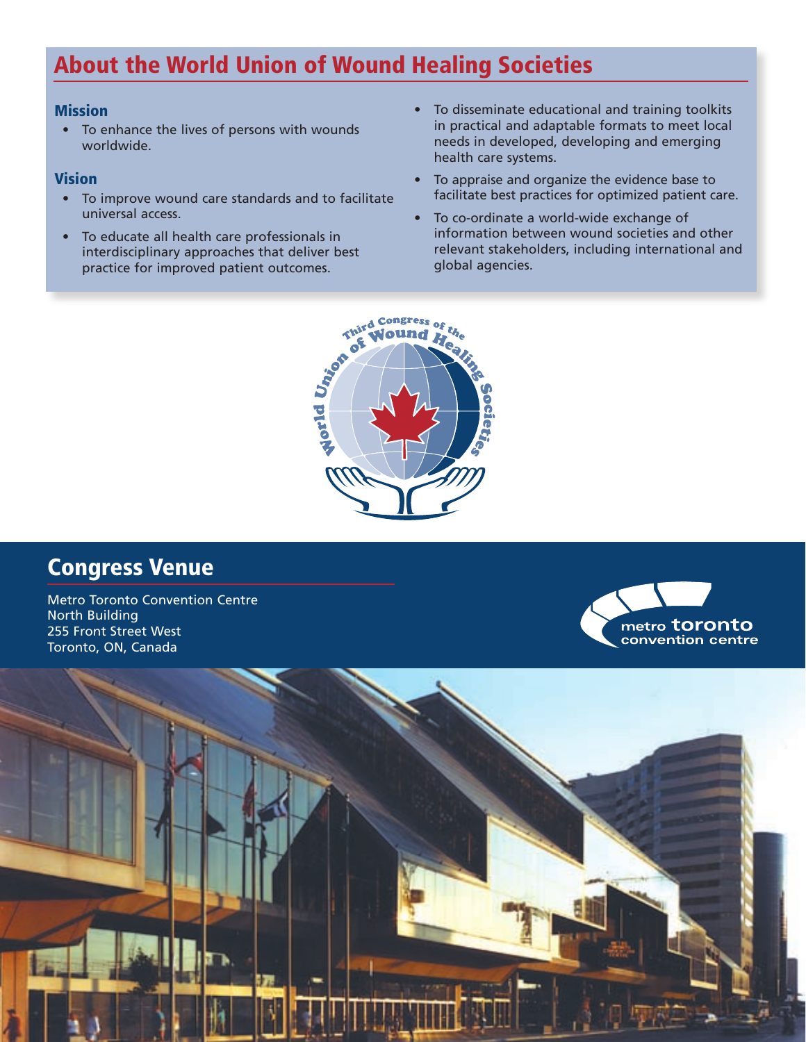## About the World Union of Wound Healing Societies

### Mission

- To enhance the lives of persons with wounds worldwide.

### Vision

- To improve wound care standards and to facilitate universal access.
- To educate all health care professionals in interdisciplinary approaches that deliver best practice for improved patient outcomes.
- To disseminate educational and training toolkits in practical and adaptable formats to meet local needs in developed, developing and emerging health care systems.
- To appraise and organize the evidence base to facilitate best practices for optimized patient care.
- To co-ordinate a world-wide exchange of information between wound societies and other relevant stakeholders, including international and global agencies.

## Congress Venue

Metro Toronto Convention Centre
North Building
255 Front Street West
Toronto, ON, Canada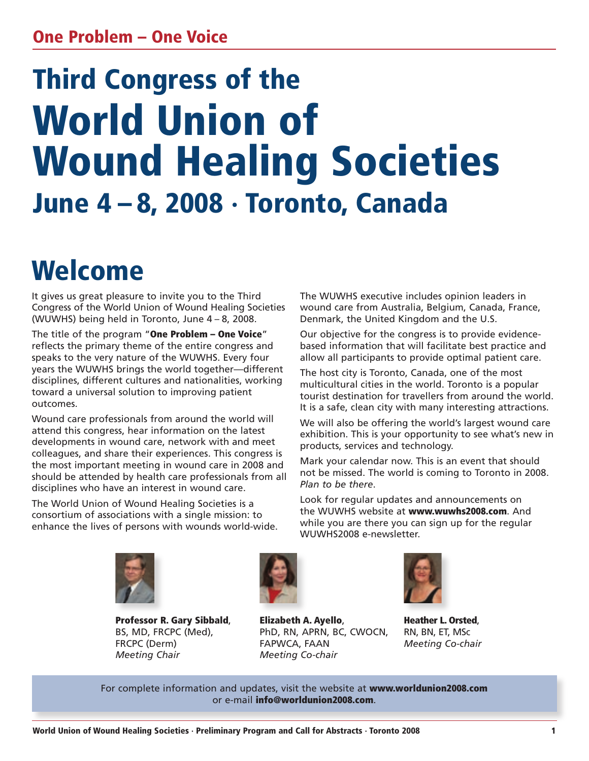One Problem – One Voice

# Third Congress of the World Union of Wound Healing Societies

## June 4 – 8, 2008 · Toronto, Canada

# Welcome

It gives us great pleasure to invite you to the Third Congress of the World Union of Wound Healing Societies (WUWHS) being held in Toronto, June 4 – 8, 2008.

The title of the program "**One Problem – One Voice**" reflects the primary theme of the entire congress and speaks to the very nature of the WUWHS. Every four years the WUWHS brings the world together—different disciplines, different cultures and nationalities, working toward a universal solution to improving patient outcomes.

Wound care professionals from around the world will attend this congress, hear information on the latest developments in wound care, network with and meet colleagues, and share their experiences. This congress is the most important meeting in wound care in 2008 and should be attended by health care professionals from all disciplines who have an interest in wound care.

The World Union of Wound Healing Societies is a consortium of associations with a single mission: to enhance the lives of persons with wounds world-wide.

The WUWHS executive includes opinion leaders in wound care from Australia, Belgium, Canada, France, Denmark, the United Kingdom and the U.S.

Our objective for the congress is to provide evidence-based information that will facilitate best practice and allow all participants to provide optimal patient care.

The host city is Toronto, Canada, one of the most multicultural cities in the world. Toronto is a popular tourist destination for travellers from around the world. It is a safe, clean city with many interesting attractions.

We will also be offering the world's largest wound care exhibition. This is your opportunity to see what's new in products, services and technology.

Mark your calendar now. This is an event that should not be missed. The world is coming to Toronto in 2008. *Plan to be there*.

Look for regular updates and announcements on the WUWHS website at **www.wuwhs2008.com**. And while you are there you can sign up for the regular WUWHS2008 e-newsletter.

**Professor R. Gary Sibbald**, BS, MD, FRCPC (Med), FRCPC (Derm)
*Meeting Chair*

**Elizabeth A. Ayello**, PhD, RN, APRN, BC, CWOCN, FAPWCA, FAAN
*Meeting Co-chair*

**Heather L. Orsted**, RN, BN, ET, MSc
*Meeting Co-chair*

For complete information and updates, visit the website at **www.worldunion2008.com** or e-mail **info@worldunion2008.com**.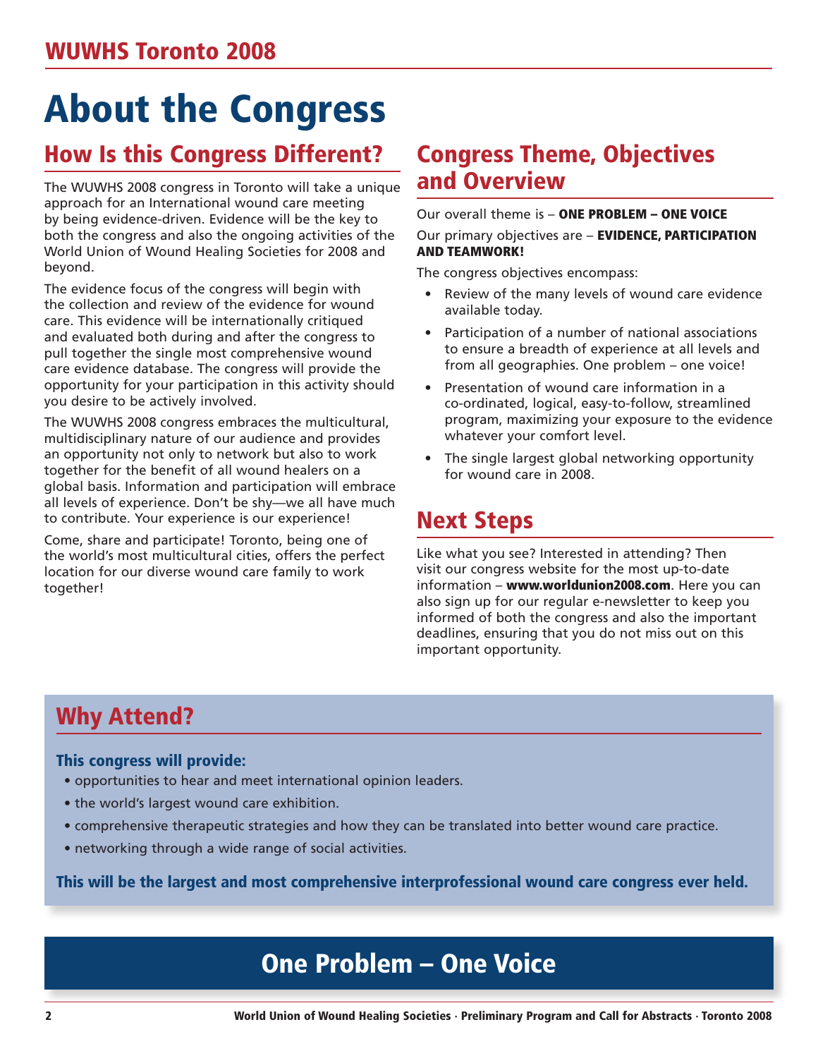# About the Congress

## How Is this Congress Different?

The WUWHS 2008 congress in Toronto will take a unique approach for an International wound care meeting by being evidence-driven. Evidence will be the key to both the congress and also the ongoing activities of the World Union of Wound Healing Societies for 2008 and beyond.

The evidence focus of the congress will begin with the collection and review of the evidence for wound care. This evidence will be internationally critiqued and evaluated both during and after the congress to pull together the single most comprehensive wound care evidence database. The congress will provide the opportunity for your participation in this activity should you desire to be actively involved.

The WUWHS 2008 congress embraces the multicultural, multidisciplinary nature of our audience and provides an opportunity not only to network but also to work together for the benefit of all wound healers on a global basis. Information and participation will embrace all levels of experience. Don't be shy—we all have much to contribute. Your experience is our experience!

Come, share and participate! Toronto, being one of the world's most multicultural cities, offers the perfect location for our diverse wound care family to work together!

## Congress Theme, Objectives and Overview

Our overall theme is – **ONE PROBLEM – ONE VOICE**

Our primary objectives are – **EVIDENCE, PARTICIPATION AND TEAMWORK!**

The congress objectives encompass:

- Review of the many levels of wound care evidence available today.
- Participation of a number of national associations to ensure a breadth of experience at all levels and from all geographies. One problem – one voice!
- Presentation of wound care information in a co-ordinated, logical, easy-to-follow, streamlined program, maximizing your exposure to the evidence whatever your comfort level.
- The single largest global networking opportunity for wound care in 2008.

## Next Steps

Like what you see? Interested in attending? Then visit our congress website for the most up-to-date information – **www.worldunion2008.com**. Here you can also sign up for our regular e-newsletter to keep you informed of both the congress and also the important deadlines, ensuring that you do not miss out on this important opportunity.

## Why Attend?

**This congress will provide:**

- opportunities to hear and meet international opinion leaders.
- the world's largest wound care exhibition.
- comprehensive therapeutic strategies and how they can be translated into better wound care practice.
- networking through a wide range of social activities.

**This will be the largest and most comprehensive interprofessional wound care congress ever held.**

## One Problem – One Voice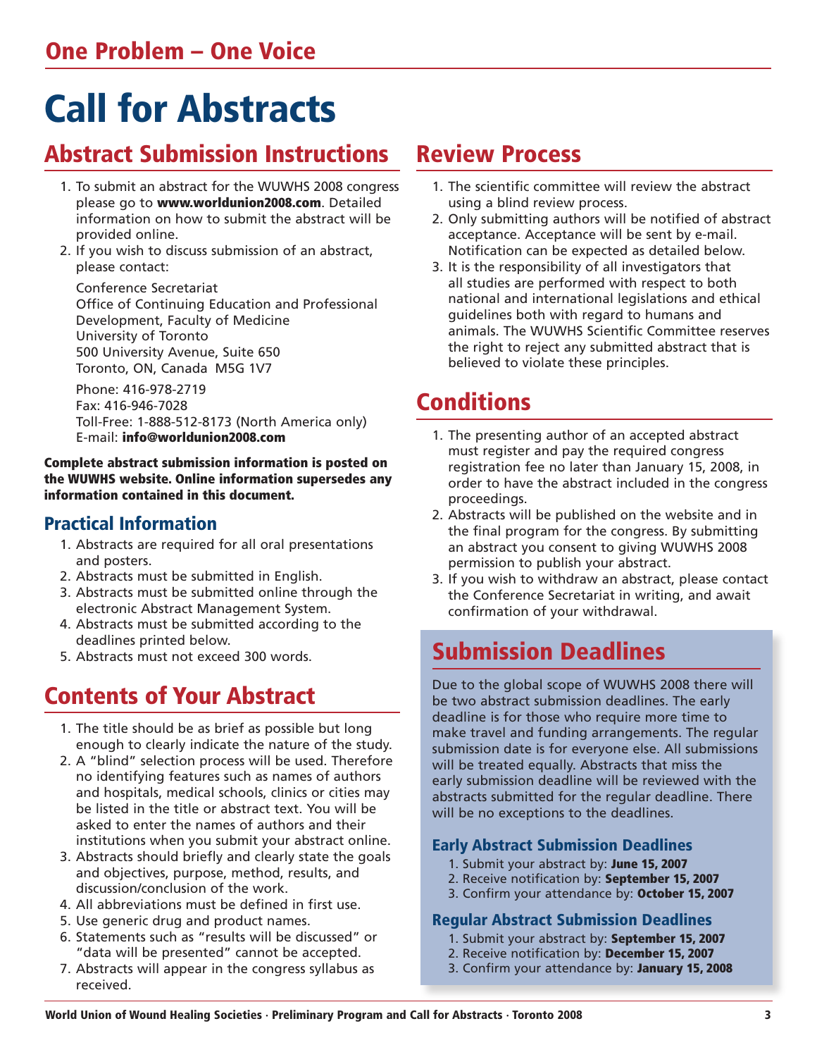## One Problem – One Voice

# Call for Abstracts

## Abstract Submission Instructions

1. To submit an abstract for the WUWHS 2008 congress please go to **www.worldunion2008.com**. Detailed information on how to submit the abstract will be provided online.
2. If you wish to discuss submission of an abstract, please contact:

   Conference Secretariat
   Office of Continuing Education and Professional Development, Faculty of Medicine
   University of Toronto
   500 University Avenue, Suite 650
   Toronto, ON, Canada M5G 1V7

   Phone: 416-978-2719
   Fax: 416-946-7028
   Toll-Free: 1-888-512-8173 (North America only)
   E-mail: **info@worldunion2008.com**

**Complete abstract submission information is posted on the WUWHS website. Online information supersedes any information contained in this document.**

### Practical Information

1. Abstracts are required for all oral presentations and posters.
2. Abstracts must be submitted in English.
3. Abstracts must be submitted online through the electronic Abstract Management System.
4. Abstracts must be submitted according to the deadlines printed below.
5. Abstracts must not exceed 300 words.

## Contents of Your Abstract

1. The title should be as brief as possible but long enough to clearly indicate the nature of the study.
2. A "blind" selection process will be used. Therefore no identifying features such as names of authors and hospitals, medical schools, clinics or cities may be listed in the title or abstract text. You will be asked to enter the names of authors and their institutions when you submit your abstract online.
3. Abstracts should briefly and clearly state the goals and objectives, purpose, method, results, and discussion/conclusion of the work.
4. All abbreviations must be defined in first use.
5. Use generic drug and product names.
6. Statements such as "results will be discussed" or "data will be presented" cannot be accepted.
7. Abstracts will appear in the congress syllabus as received.

## Review Process

1. The scientific committee will review the abstract using a blind review process.
2. Only submitting authors will be notified of abstract acceptance. Acceptance will be sent by e-mail. Notification can be expected as detailed below.
3. It is the responsibility of all investigators that all studies are performed with respect to both national and international legislations and ethical guidelines both with regard to humans and animals. The WUWHS Scientific Committee reserves the right to reject any submitted abstract that is believed to violate these principles.

## Conditions

1. The presenting author of an accepted abstract must register and pay the required congress registration fee no later than January 15, 2008, in order to have the abstract included in the congress proceedings.
2. Abstracts will be published on the website and in the final program for the congress. By submitting an abstract you consent to giving WUWHS 2008 permission to publish your abstract.
3. If you wish to withdraw an abstract, please contact the Conference Secretariat in writing, and await confirmation of your withdrawal.

## Submission Deadlines

Due to the global scope of WUWHS 2008 there will be two abstract submission deadlines. The early deadline is for those who require more time to make travel and funding arrangements. The regular submission date is for everyone else. All submissions will be treated equally. Abstracts that miss the early submission deadline will be reviewed with the abstracts submitted for the regular deadline. There will be no exceptions to the deadlines.

### Early Abstract Submission Deadlines

1. Submit your abstract by: **June 15, 2007**
2. Receive notification by: **September 15, 2007**
3. Confirm your attendance by: **October 15, 2007**

### Regular Abstract Submission Deadlines

1. Submit your abstract by: **September 15, 2007**
2. Receive notification by: **December 15, 2007**
3. Confirm your attendance by: **January 15, 2008**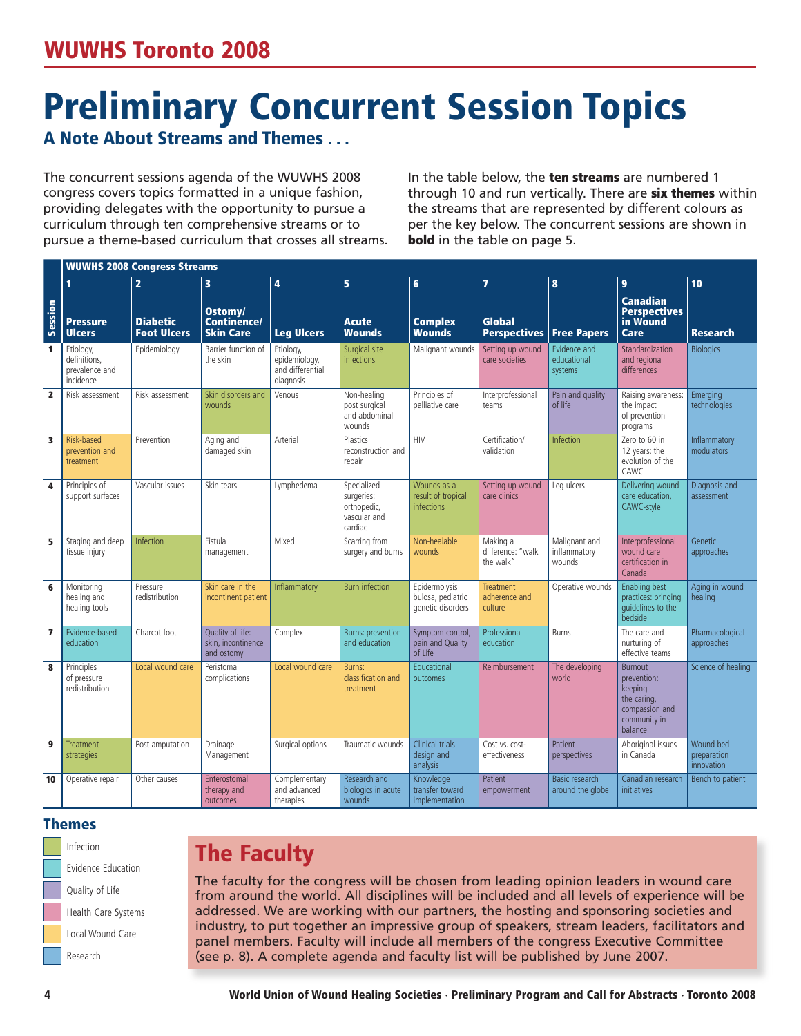# Preliminary Concurrent Session Topics

## A Note About Streams and Themes . . .

The concurrent sessions agenda of the WUWHS 2008 congress covers topics formatted in a unique fashion, providing delegates with the opportunity to pursue a curriculum through ten comprehensive streams or to pursue a theme-based curriculum that crosses all streams.

In the table below, the **ten streams** are numbered 1 through 10 and run vertically. There are **six themes** within the streams that are represented by different colours as per the key below. The concurrent sessions are shown in **bold** in the table on page 5.

**WUWHS 2008 Congress Streams**

| Session | 1 Pressure Ulcers | 2 Diabetic Foot Ulcers | 3 Ostomy/ Continence/ Skin Care | 4 Leg Ulcers | 5 Acute Wounds | 6 Complex Wounds | 7 Global Perspectives | 8 Free Papers | 9 Canadian Perspectives in Wound Care | 10 Research |
|---|---|---|---|---|---|---|---|---|---|---|
| 1 | Etiology, definitions, prevalence and incidence | Epidemiology | Barrier function of the skin | Etiology, epidemiology, and differential diagnosis | Surgical site infections | Malignant wounds | Setting up wound care societies | Evidence and educational systems | Standardization and regional differences | Biologics |
| 2 | Risk assessment | Risk assessment | Skin disorders and wounds | Venous | Non-healing post surgical and abdominal wounds | Principles of palliative care | Interprofessional teams | Pain and quality of life | Raising awareness: the impact of prevention programs | Emerging technologies |
| 3 | Risk-based prevention and treatment | Prevention | Aging and damaged skin | Arterial | Plastics reconstruction and repair | HIV | Certification/ validation | Infection | Zero to 60 in 12 years: the evolution of the CAWC | Inflammatory modulators |
| 4 | Principles of support surfaces | Vascular issues | Skin tears | Lymphedema | Specialized surgeries: orthopedic, vascular and cardiac | Wounds as a result of tropical infections | Setting up wound care clinics | Leg ulcers | Delivering wound care education, CAWC-style | Diagnosis and assessment |
| 5 | Staging and deep tissue injury | Infection | Fistula management | Mixed | Scarring from surgery and burns | Non-healable wounds | Making a difference: "walk the walk" | Malignant and inflammatory wounds | Interprofessional wound care certification in Canada | Genetic approaches |
| 6 | Monitoring healing and healing tools | Pressure redistribution | Skin care in the incontinent patient | Inflammatory | Burn infection | Epidermolysis bulosa, pediatric genetic disorders | Treatment adherence and culture | Operative wounds | Enabling best practices: bringing guidelines to the bedside | Aging in wound healing |
| 7 | Evidence-based education | Charcot foot | Quality of life: skin, incontinence and ostomy | Complex | Burns: prevention and education | Symptom control, pain and Quality of Life | Professional education | Burns | The care and nurturing of effective teams | Pharmacological approaches |
| 8 | Principles of pressure redistribution | Local wound care | Peristomal complications | Local wound care | Burns: classification and treatment | Educational outcomes | Reimbursement | The developing world | Burnout prevention: keeping the caring, compassion and community in balance | Science of healing |
| 9 | Treatment strategies | Post amputation | Drainage Management | Surgical options | Traumatic wounds | Clinical trials design and analysis | Cost vs. cost-effectiveness | Patient perspectives | Aboriginal issues in Canada | Wound bed preparation innovation |
| 10 | Operative repair | Other causes | Enterostomal therapy and outcomes | Complementary and advanced therapies | Research and biologics in acute wounds | Knowledge transfer toward implementation | Patient empowerment | Basic research around the globe | Canadian research initiatives | Bench to patient |

### Themes

- Infection
- Evidence Education
- Quality of Life
- Health Care Systems
- Local Wound Care
- Research

## The Faculty

The faculty for the congress will be chosen from leading opinion leaders in wound care from around the world. All disciplines will be included and all levels of experience will be addressed. We are working with our partners, the hosting and sponsoring societies and industry, to put together an impressive group of speakers, stream leaders, facilitators and panel members. Faculty will include all members of the congress Executive Committee (see p. 8). A complete agenda and faculty list will be published by June 2007.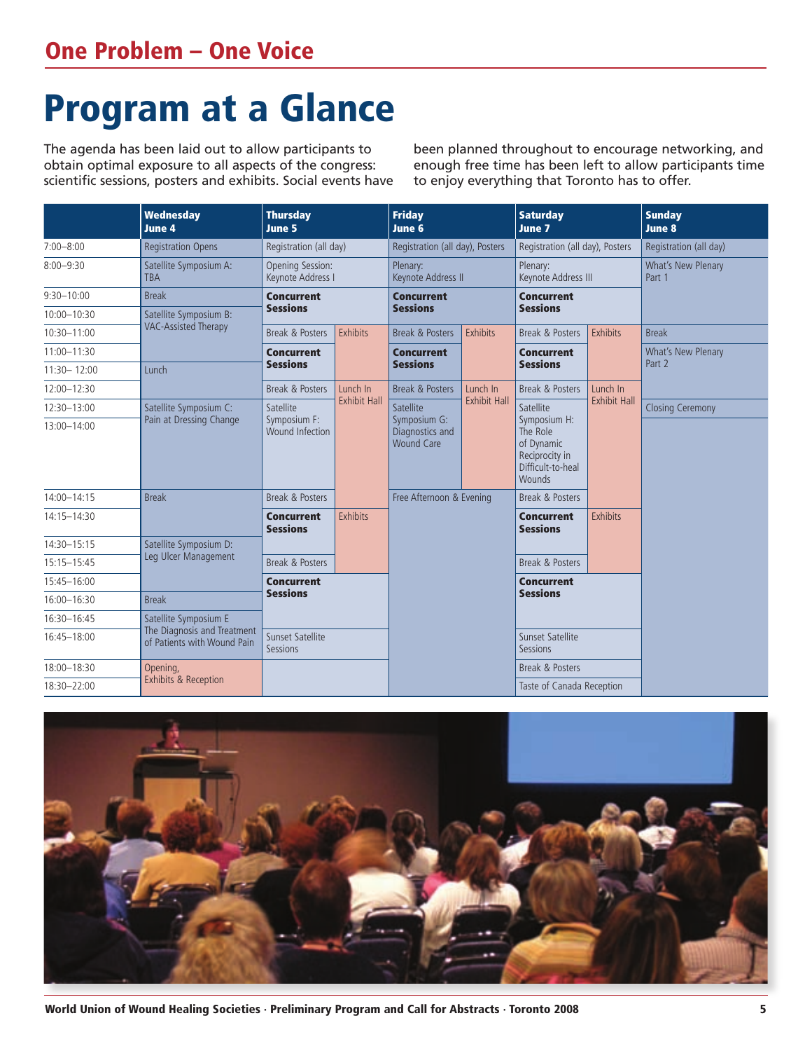# Program at a Glance

The agenda has been laid out to allow participants to obtain optimal exposure to all aspects of the congress: scientific sessions, posters and exhibits. Social events have been planned throughout to encourage networking, and enough free time has been left to allow participants time to enjoy everything that Toronto has to offer.

| | Wednesday June 4 | Thursday June 5 | | Friday June 6 | | Saturday June 7 | | Sunday June 8 |
|---|---|---|---|---|---|---|---|---|
| 7:00–8:00 | Registration Opens | Registration (all day) | | Registration (all day), Posters | | Registration (all day), Posters | | Registration (all day) |
| 8:00–9:30 | Satellite Symposium A: TBA | Opening Session: Keynote Address I | | Plenary: Keynote Address II | | Plenary: Keynote Address III | | What's New Plenary Part 1 |
| 9:30–10:00 | Break | **Concurrent Sessions** | | **Concurrent Sessions** | | **Concurrent Sessions** | | |
| 10:00–10:30 | Satellite Symposium B: VAC-Assisted Therapy | | | | | | | |
| 10:30–11:00 | | Break & Posters | Exhibits | Break & Posters | Exhibits | Break & Posters | Exhibits | Break |
| 11:00–11:30 | | **Concurrent Sessions** | | **Concurrent Sessions** | | **Concurrent Sessions** | | What's New Plenary Part 2 |
| 11:30– 12:00 | Lunch | | | | | | | |
| 12:00–12:30 | | Break & Posters | Lunch In Exhibit Hall | Break & Posters | Lunch In Exhibit Hall | Break & Posters | Lunch In Exhibit Hall | |
| 12:30–13:00 | Satellite Symposium C: Pain at Dressing Change | Satellite Symposium F: Wound Infection | | Satellite Symposium G: Diagnostics and Wound Care | | Satellite Symposium H: The Role of Dynamic Reciprocity in Difficult-to-heal Wounds | | Closing Ceremony |
| 13:00–14:00 | | | | | | | | |
| 14:00–14:15 | Break | Break & Posters | | Free Afternoon & Evening | | Break & Posters | | |
| 14:15–14:30 | | **Concurrent Sessions** | Exhibits | | | **Concurrent Sessions** | Exhibits | |
| 14:30–15:15 | Satellite Symposium D: Leg Ulcer Management | | | | | | | |
| 15:15–15:45 | | Break & Posters | | | | Break & Posters | | |
| 15:45–16:00 | | **Concurrent Sessions** | | | | **Concurrent Sessions** | | |
| 16:00–16:30 | Break | | | | | | | |
| 16:30–16:45 | Satellite Symposium E The Diagnosis and Treatment of Patients with Wound Pain | | | | | | | |
| 16:45–18:00 | | Sunset Satellite Sessions | | | | Sunset Satellite Sessions | | |
| 18:00–18:30 | Opening, Exhibits & Reception | | | | | Break & Posters | | |
| 18:30–22:00 | | | | | | Taste of Canada Reception | | |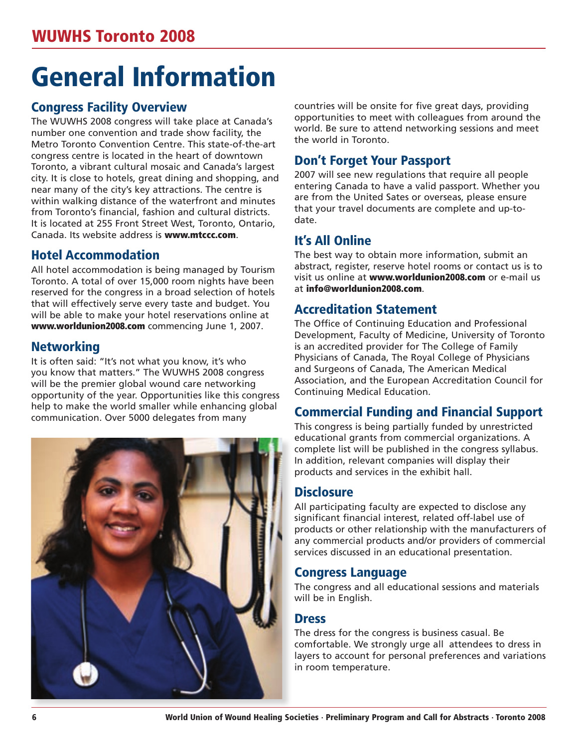# General Information

## Congress Facility Overview

The WUWHS 2008 congress will take place at Canada's number one convention and trade show facility, the Metro Toronto Convention Centre. This state-of-the-art congress centre is located in the heart of downtown Toronto, a vibrant cultural mosaic and Canada's largest city. It is close to hotels, great dining and shopping, and near many of the city's key attractions. The centre is within walking distance of the waterfront and minutes from Toronto's financial, fashion and cultural districts. It is located at 255 Front Street West, Toronto, Ontario, Canada. Its website address is **www.mtccc.com**.

## Hotel Accommodation

All hotel accommodation is being managed by Tourism Toronto. A total of over 15,000 room nights have been reserved for the congress in a broad selection of hotels that will effectively serve every taste and budget. You will be able to make your hotel reservations online at **www.worldunion2008.com** commencing June 1, 2007.

## Networking

It is often said: "It's not what you know, it's who you know that matters." The WUWHS 2008 congress will be the premier global wound care networking opportunity of the year. Opportunities like this congress help to make the world smaller while enhancing global communication. Over 5000 delegates from many countries will be onsite for five great days, providing opportunities to meet with colleagues from around the world. Be sure to attend networking sessions and meet the world in Toronto.

## Don't Forget Your Passport

2007 will see new regulations that require all people entering Canada to have a valid passport. Whether you are from the United Sates or overseas, please ensure that your travel documents are complete and up-to-date.

## It's All Online

The best way to obtain more information, submit an abstract, register, reserve hotel rooms or contact us is to visit us online at **www.worldunion2008.com** or e-mail us at **info@worldunion2008.com**.

## Accreditation Statement

The Office of Continuing Education and Professional Development, Faculty of Medicine, University of Toronto is an accredited provider for The College of Family Physicians of Canada, The Royal College of Physicians and Surgeons of Canada, The American Medical Association, and the European Accreditation Council for Continuing Medical Education.

## Commercial Funding and Financial Support

This congress is being partially funded by unrestricted educational grants from commercial organizations. A complete list will be published in the congress syllabus. In addition, relevant companies will display their products and services in the exhibit hall.

## Disclosure

All participating faculty are expected to disclose any significant financial interest, related off-label use of products or other relationship with the manufacturers of any commercial products and/or providers of commercial services discussed in an educational presentation.

## Congress Language

The congress and all educational sessions and materials will be in English.

## Dress

The dress for the congress is business casual. Be comfortable. We strongly urge all attendees to dress in layers to account for personal preferences and variations in room temperature.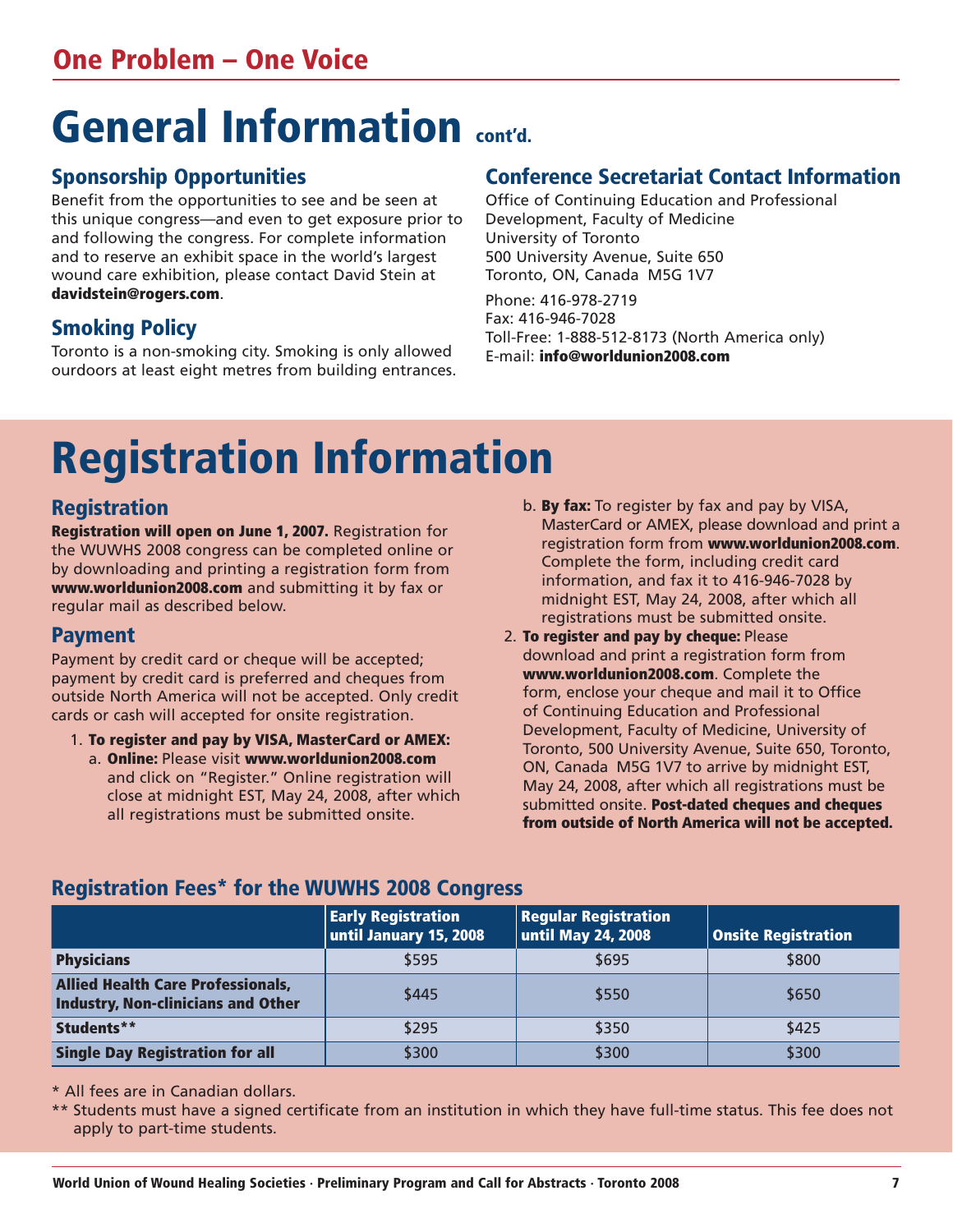## One Problem – One Voice

# General Information cont'd.

### Sponsorship Opportunities

Benefit from the opportunities to see and be seen at this unique congress—and even to get exposure prior to and following the congress. For complete information and to reserve an exhibit space in the world's largest wound care exhibition, please contact David Stein at **davidstein@rogers.com**.

### Smoking Policy

Toronto is a non-smoking city. Smoking is only allowed ourdoors at least eight metres from building entrances.

### Conference Secretariat Contact Information

Office of Continuing Education and Professional Development, Faculty of Medicine
University of Toronto
500 University Avenue, Suite 650
Toronto, ON, Canada M5G 1V7

Phone: 416-978-2719
Fax: 416-946-7028
Toll-Free: 1-888-512-8173 (North America only)
E-mail: **info@worldunion2008.com**

# Registration Information

### Registration

**Registration will open on June 1, 2007.** Registration for the WUWHS 2008 congress can be completed online or by downloading and printing a registration form from **www.worldunion2008.com** and submitting it by fax or regular mail as described below.

### Payment

Payment by credit card or cheque will be accepted; payment by credit card is preferred and cheques from outside North America will not be accepted. Only credit cards or cash will accepted for onsite registration.

1. **To register and pay by VISA, MasterCard or AMEX:**
   a. **Online:** Please visit **www.worldunion2008.com** and click on "Register." Online registration will close at midnight EST, May 24, 2008, after which all registrations must be submitted onsite.
   b. **By fax:** To register by fax and pay by VISA, MasterCard or AMEX, please download and print a registration form from **www.worldunion2008.com**. Complete the form, including credit card information, and fax it to 416-946-7028 by midnight EST, May 24, 2008, after which all registrations must be submitted onsite.
2. **To register and pay by cheque:** Please download and print a registration form from **www.worldunion2008.com**. Complete the form, enclose your cheque and mail it to Office of Continuing Education and Professional Development, Faculty of Medicine, University of Toronto, 500 University Avenue, Suite 650, Toronto, ON, Canada M5G 1V7 to arrive by midnight EST, May 24, 2008, after which all registrations must be submitted onsite. **Post-dated cheques and cheques from outside of North America will not be accepted.**

### Registration Fees* for the WUWHS 2008 Congress

| | Early Registration until January 15, 2008 | Regular Registration until May 24, 2008 | Onsite Registration |
|---|---|---|---|
| **Physicians** | $595 | $695 | $800 |
| **Allied Health Care Professionals, Industry, Non-clinicians and Other** | $445 | $550 | $650 |
| **Students**** | $295 | $350 | $425 |
| **Single Day Registration for all** | $300 | $300 | $300 |

* All fees are in Canadian dollars.

** Students must have a signed certificate from an institution in which they have full-time status. This fee does not apply to part-time students.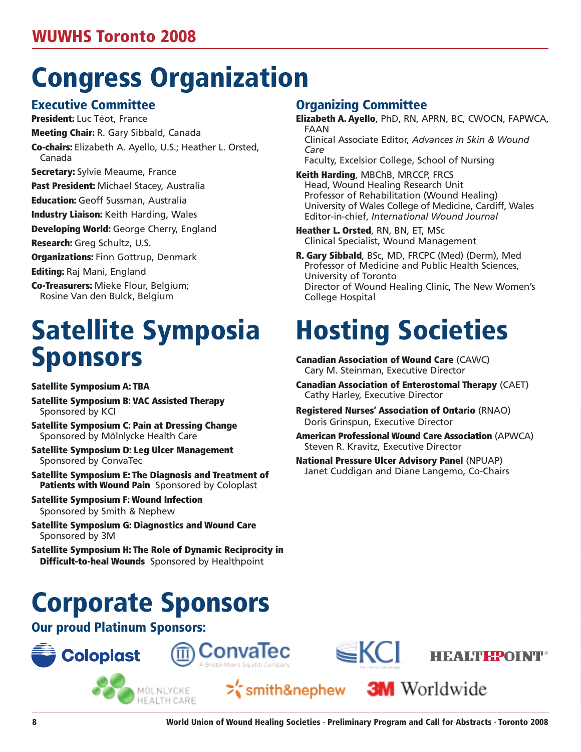# Congress Organization

## Executive Committee

**President:** Luc Téot, France

**Meeting Chair:** R. Gary Sibbald, Canada

**Co-chairs:** Elizabeth A. Ayello, U.S.; Heather L. Orsted, Canada

**Secretary:** Sylvie Meaume, France

**Past President:** Michael Stacey, Australia

**Education:** Geoff Sussman, Australia

**Industry Liaison:** Keith Harding, Wales

**Developing World:** George Cherry, England

**Research:** Greg Schultz, U.S.

**Organizations:** Finn Gottrup, Denmark

**Editing:** Raj Mani, England

**Co-Treasurers:** Mieke Flour, Belgium; Rosine Van den Bulck, Belgium

## Organizing Committee

**Elizabeth A. Ayello**, PhD, RN, APRN, BC, CWOCN, FAPWCA, FAAN
Clinical Associate Editor, *Advances in Skin & Wound Care*
Faculty, Excelsior College, School of Nursing

**Keith Harding**, MBChB, MRCCP, FRCS
Head, Wound Healing Research Unit
Professor of Rehabilitation (Wound Healing)
University of Wales College of Medicine, Cardiff, Wales
Editor-in-chief, *International Wound Journal*

**Heather L. Orsted**, RN, BN, ET, MSc
Clinical Specialist, Wound Management

**R. Gary Sibbald**, BSc, MD, FRCPC (Med) (Derm), Med
Professor of Medicine and Public Health Sciences, University of Toronto
Director of Wound Healing Clinic, The New Women's College Hospital

# Satellite Symposia Sponsors

**Satellite Symposium A: TBA**

**Satellite Symposium B: VAC Assisted Therapy**
Sponsored by KCI

**Satellite Symposium C: Pain at Dressing Change**
Sponsored by Mölnlycke Health Care

**Satellite Symposium D: Leg Ulcer Management**
Sponsored by ConvaTec

**Satellite Symposium E: The Diagnosis and Treatment of Patients with Wound Pain** Sponsored by Coloplast

**Satellite Symposium F: Wound Infection**
Sponsored by Smith & Nephew

**Satellite Symposium G: Diagnostics and Wound Care**
Sponsored by 3M

**Satellite Symposium H: The Role of Dynamic Reciprocity in Difficult-to-heal Wounds** Sponsored by Healthpoint

# Hosting Societies

**Canadian Association of Wound Care** (CAWC)
Cary M. Steinman, Executive Director

**Canadian Association of Enterostomal Therapy** (CAET)
Cathy Harley, Executive Director

**Registered Nurses' Association of Ontario** (RNAO)
Doris Grinspun, Executive Director

**American Professional Wound Care Association** (APWCA)
Steven R. Kravitz, Executive Director

**National Pressure Ulcer Advisory Panel** (NPUAP)
Janet Cuddigan and Diane Langemo, Co-Chairs

# Corporate Sponsors

## Our proud Platinum Sponsors:

Coloplast · ConvaTec (A Bristol-Myers Squibb Company) · KCI · HEALTHPOINT · Mölnlycke Health Care · smith&nephew · 3M Worldwide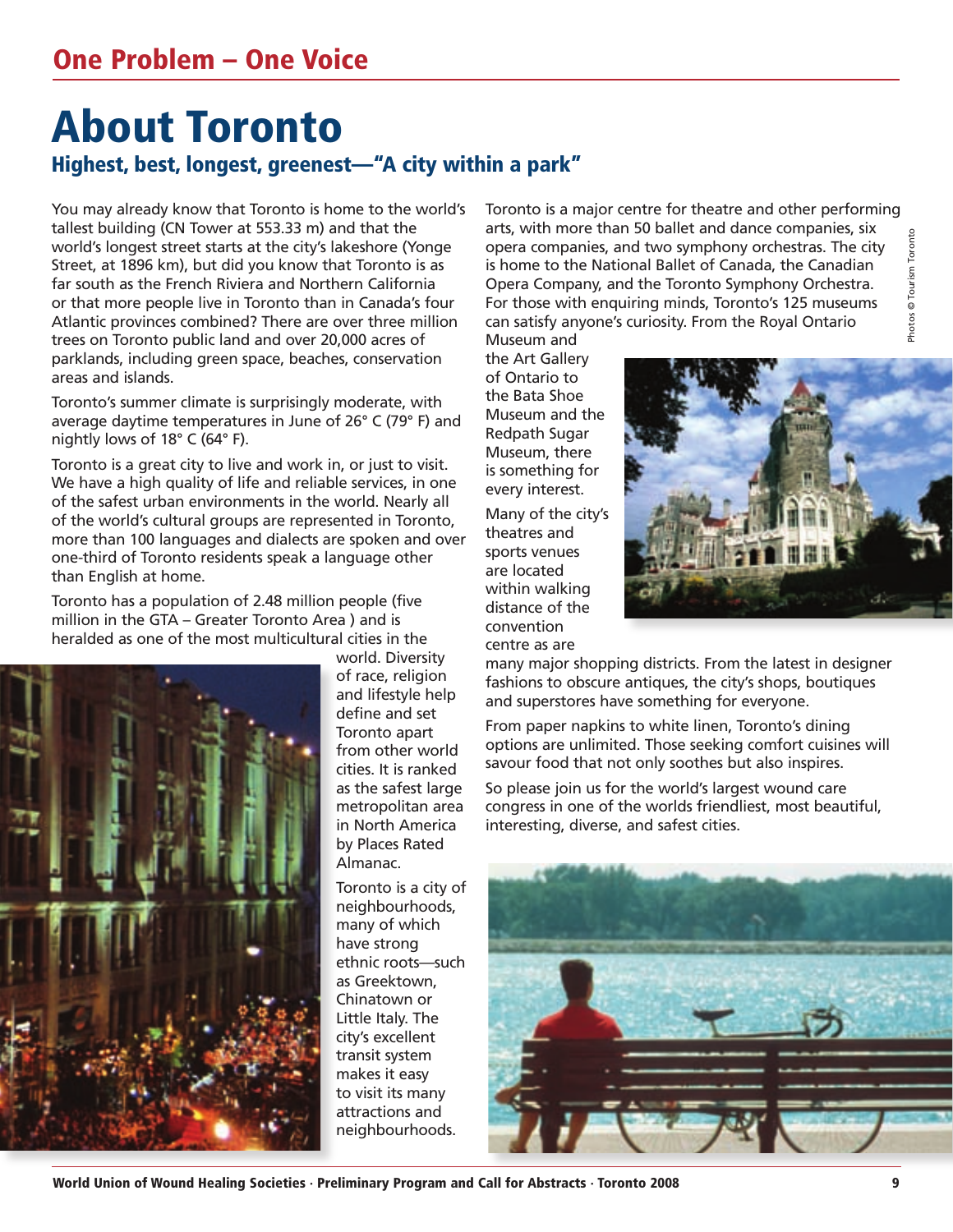## One Problem – One Voice

# About Toronto

### Highest, best, longest, greenest—"A city within a park"

You may already know that Toronto is home to the world's tallest building (CN Tower at 553.33 m) and that the world's longest street starts at the city's lakeshore (Yonge Street, at 1896 km), but did you know that Toronto is as far south as the French Riviera and Northern California or that more people live in Toronto than in Canada's four Atlantic provinces combined? There are over three million trees on Toronto public land and over 20,000 acres of parklands, including green space, beaches, conservation areas and islands.

Toronto's summer climate is surprisingly moderate, with average daytime temperatures in June of 26° C (79° F) and nightly lows of 18° C (64° F).

Toronto is a great city to live and work in, or just to visit. We have a high quality of life and reliable services, in one of the safest urban environments in the world. Nearly all of the world's cultural groups are represented in Toronto, more than 100 languages and dialects are spoken and over one-third of Toronto residents speak a language other than English at home.

Toronto has a population of 2.48 million people (five million in the GTA – Greater Toronto Area ) and is heralded as one of the most multicultural cities in the world. Diversity of race, religion and lifestyle help define and set Toronto apart from other world cities. It is ranked as the safest large metropolitan area in North America by Places Rated Almanac.

Toronto is a city of neighbourhoods, many of which have strong ethnic roots—such as Greektown, Chinatown or Little Italy. The city's excellent transit system makes it easy to visit its many attractions and neighbourhoods.

Toronto is a major centre for theatre and other performing arts, with more than 50 ballet and dance companies, six opera companies, and two symphony orchestras. The city is home to the National Ballet of Canada, the Canadian Opera Company, and the Toronto Symphony Orchestra. For those with enquiring minds, Toronto's 125 museums can satisfy anyone's curiosity. From the Royal Ontario Museum and the Art Gallery of Ontario to the Bata Shoe Museum and the Redpath Sugar Museum, there is something for every interest.

Many of the city's theatres and sports venues are located within walking distance of the convention centre as are many major shopping districts. From the latest in designer fashions to obscure antiques, the city's shops, boutiques and superstores have something for everyone.

From paper napkins to white linen, Toronto's dining options are unlimited. Those seeking comfort cuisines will savour food that not only soothes but also inspires.

So please join us for the world's largest wound care congress in one of the worlds friendliest, most beautiful, interesting, diverse, and safest cities.

Photos © Tourism Toronto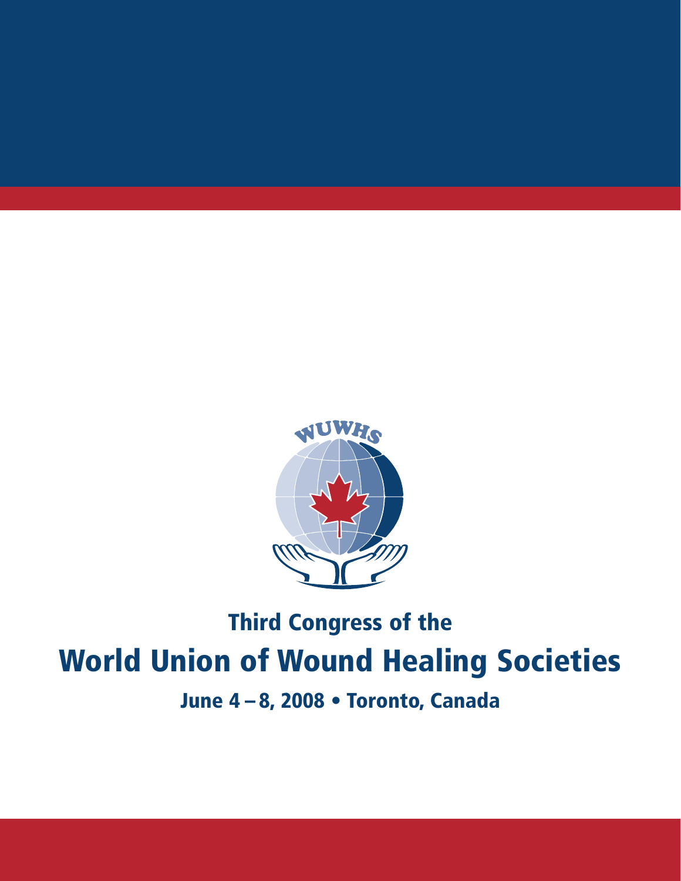WUWHS

# Third Congress of the

# World Union of Wound Healing Societies

## June 4 – 8, 2008 • Toronto, Canada